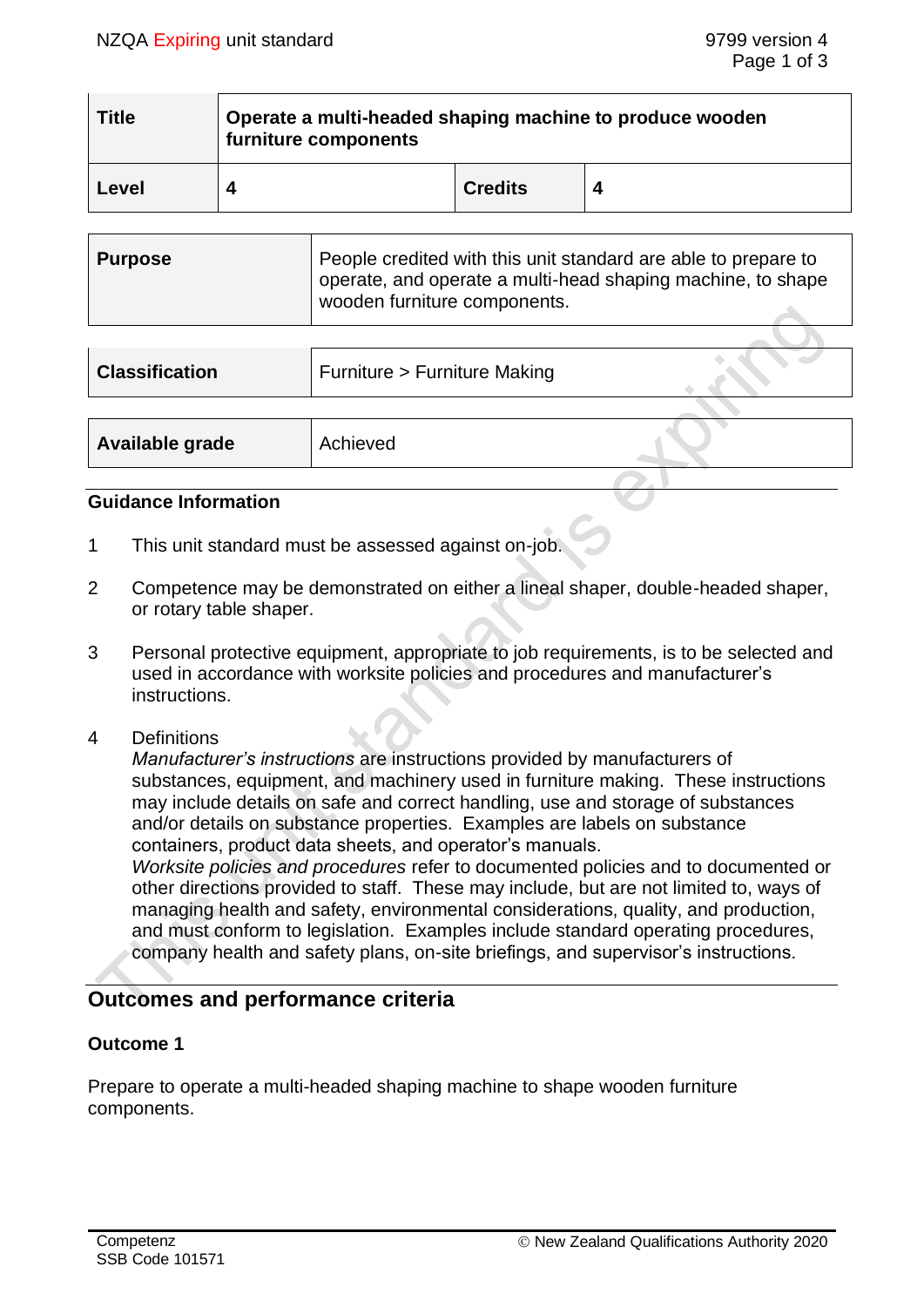| Title | Operate a multi-headed shaping machine to produce wooden furniture components | | |
|---|---|---|---|
| Level | 4 | Credits | 4 |

| Purpose | People credited with this unit standard are able to prepare to operate, and operate a multi-head shaping machine, to shape wooden furniture components. |
|---|---|

| Classification | Furniture > Furniture Making |
|---|---|

| Available grade | Achieved |
|---|---|

### Guidance Information

1. This unit standard must be assessed against on-job.

2. Competence may be demonstrated on either a lineal shaper, double-headed shaper, or rotary table shaper.

3. Personal protective equipment, appropriate to job requirements, is to be selected and used in accordance with worksite policies and procedures and manufacturer's instructions.

4. Definitions
   *Manufacturer's instructions* are instructions provided by manufacturers of substances, equipment, and machinery used in furniture making. These instructions may include details on safe and correct handling, use and storage of substances and/or details on substance properties. Examples are labels on substance containers, product data sheets, and operator's manuals.
   *Worksite policies and procedures* refer to documented policies and to documented or other directions provided to staff. These may include, but are not limited to, ways of managing health and safety, environmental considerations, quality, and production, and must conform to legislation. Examples include standard operating procedures, company health and safety plans, on-site briefings, and supervisor's instructions.

## Outcomes and performance criteria

### Outcome 1

Prepare to operate a multi-headed shaping machine to shape wooden furniture components.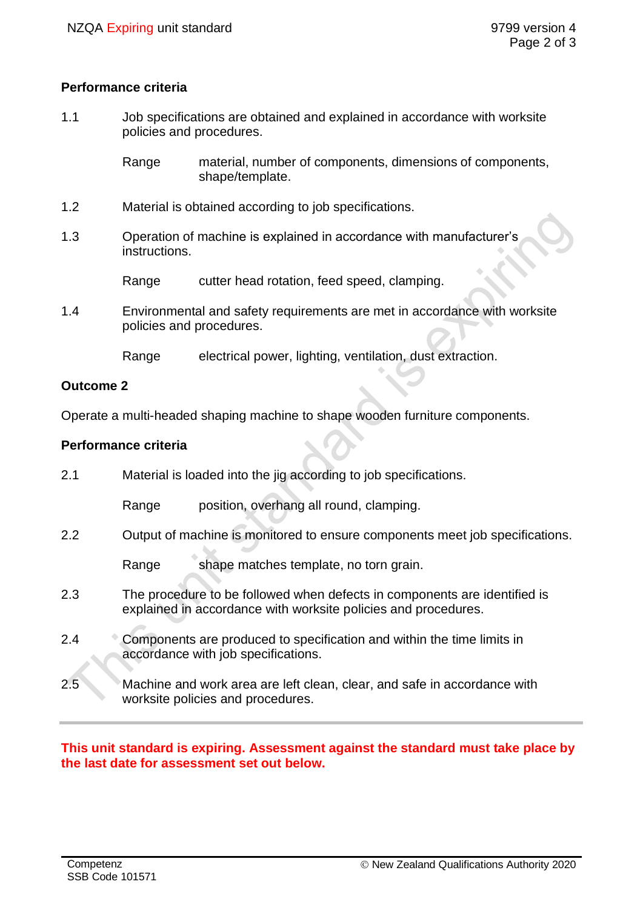## Performance criteria

1.1 Job specifications are obtained and explained in accordance with worksite policies and procedures.

Range: material, number of components, dimensions of components, shape/template.

1.2 Material is obtained according to job specifications.

1.3 Operation of machine is explained in accordance with manufacturer's instructions.

Range: cutter head rotation, feed speed, clamping.

1.4 Environmental and safety requirements are met in accordance with worksite policies and procedures.

Range: electrical power, lighting, ventilation, dust extraction.

## Outcome 2

Operate a multi-headed shaping machine to shape wooden furniture components.

## Performance criteria

2.1 Material is loaded into the jig according to job specifications.

Range: position, overhang all round, clamping.

2.2 Output of machine is monitored to ensure components meet job specifications.

Range: shape matches template, no torn grain.

2.3 The procedure to be followed when defects in components are identified is explained in accordance with worksite policies and procedures.

2.4 Components are produced to specification and within the time limits in accordance with job specifications.

2.5 Machine and work area are left clean, clear, and safe in accordance with worksite policies and procedures.

---

**This unit standard is expiring. Assessment against the standard must take place by the last date for assessment set out below.**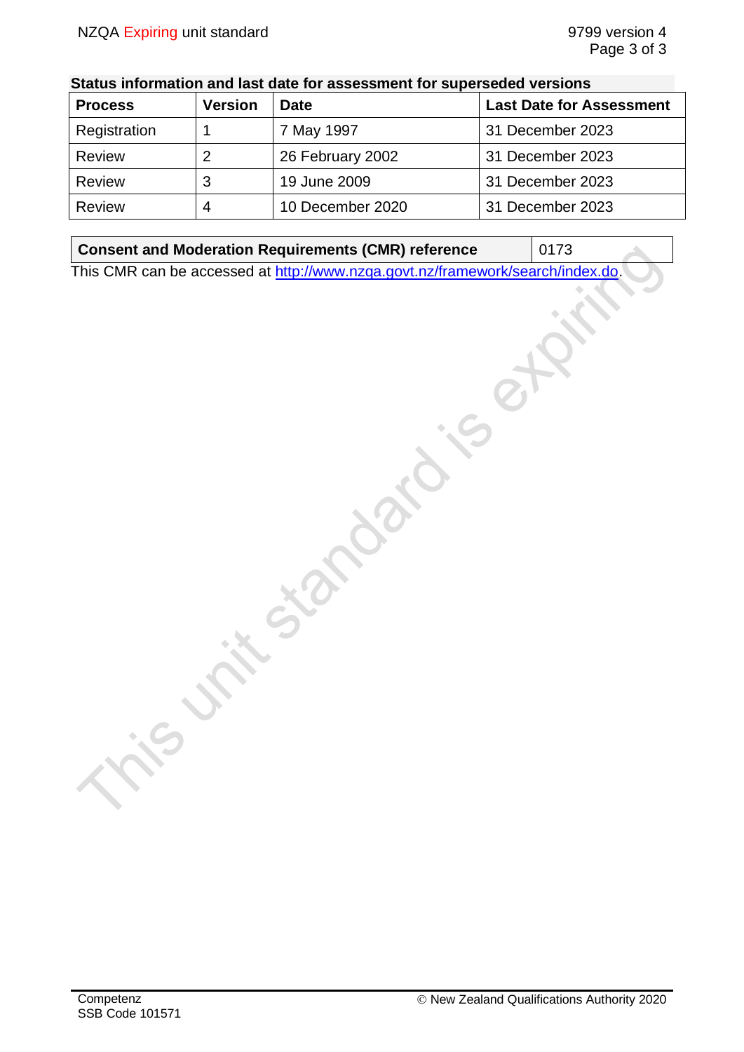**Status information and last date for assessment for superseded versions**

| Process | Version | Date | Last Date for Assessment |
| --- | --- | --- | --- |
| Registration | 1 | 7 May 1997 | 31 December 2023 |
| Review | 2 | 26 February 2002 | 31 December 2023 |
| Review | 3 | 19 June 2009 | 31 December 2023 |
| Review | 4 | 10 December 2020 | 31 December 2023 |

| Consent and Moderation Requirements (CMR) reference | 0173 |
| --- | --- |

This CMR can be accessed at http://www.nzqa.govt.nz/framework/search/index.do.

This unit standard is expiring